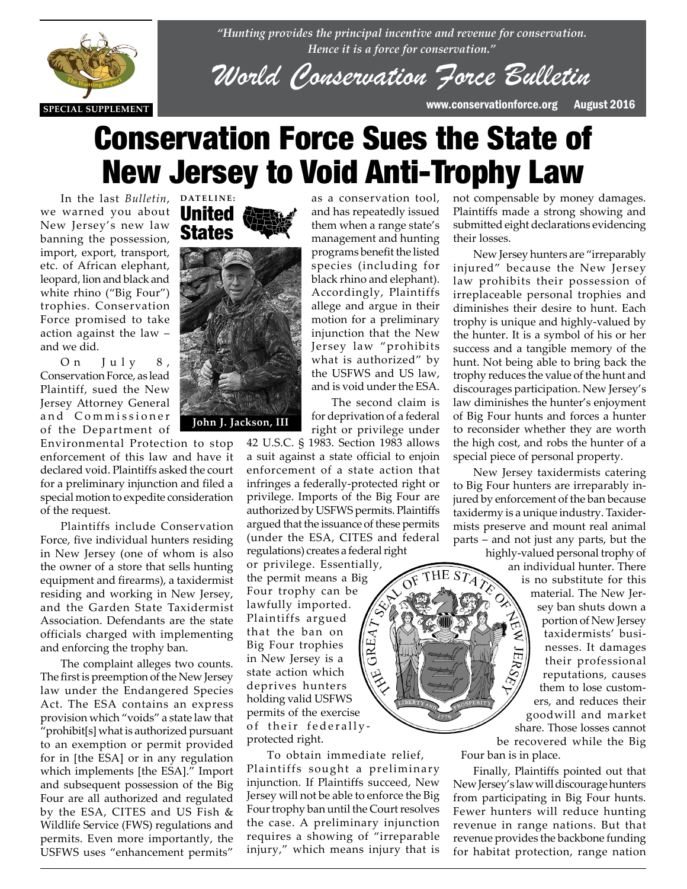*"Hunting provides the principal incentive and revenue for conservation. Hence it is a force for conservation."*

# World Conservation Force Bulletin

SPECIAL SUPPLEMENT

www.conservationforce.org August 2016

# Conservation Force Sues the State of New Jersey to Void Anti-Trophy Law

**DATELINE: United States**

John J. Jackson, III

In the last *Bulletin*, we warned you about New Jersey's new law banning the possession, import, export, transport, etc. of African elephant, leopard, lion and black and white rhino ("Big Four") trophies. Conservation Force promised to take action against the law – and we did.

On July 8, Conservation Force, as lead Plaintiff, sued the New Jersey Attorney General and Commissioner of the Department of Environmental Protection to stop enforcement of this law and have it declared void. Plaintiffs asked the court for a preliminary injunction and filed a special motion to expedite consideration of the request.

Plaintiffs include Conservation Force, five individual hunters residing in New Jersey (one of whom is also the owner of a store that sells hunting equipment and firearms), a taxidermist residing and working in New Jersey, and the Garden State Taxidermist Association. Defendants are the state officials charged with implementing and enforcing the trophy ban.

The complaint alleges two counts. The first is preemption of the New Jersey law under the Endangered Species Act. The ESA contains an express provision which "voids" a state law that "prohibit[s] what is authorized pursuant to an exemption or permit provided for in [the ESA] or in any regulation which implements [the ESA]." Import and subsequent possession of the Big Four are all authorized and regulated by the ESA, CITES and US Fish & Wildlife Service (FWS) regulations and permits. Even more importantly, the USFWS uses "enhancement permits" as a conservation tool, and has repeatedly issued them when a range state's management and hunting programs benefit the listed species (including for black rhino and elephant). Accordingly, Plaintiffs allege and argue in their motion for a preliminary injunction that the New Jersey law "prohibits what is authorized" by the USFWS and US law, and is void under the ESA.

The second claim is for deprivation of a federal right or privilege under 42 U.S.C. § 1983. Section 1983 allows a suit against a state official to enjoin enforcement of a state action that infringes a federally-protected right or privilege. Imports of the Big Four are authorized by USFWS permits. Plaintiffs argued that the issuance of these permits (under the ESA, CITES and federal regulations) creates a federal right or privilege. Essentially, the permit means a Big Four trophy can be lawfully imported. Plaintiffs argued that the ban on Big Four trophies in New Jersey is a state action which deprives hunters holding valid USFWS permits of the exercise of their federally-protected right.

To obtain immediate relief, Plaintiffs sought a preliminary injunction. If Plaintiffs succeed, New Jersey will not be able to enforce the Big Four trophy ban until the Court resolves the case. A preliminary injunction requires a showing of "irreparable injury," which means injury that is not compensable by money damages. Plaintiffs made a strong showing and submitted eight declarations evidencing their losses.

New Jersey hunters are "irreparably injured" because the New Jersey law prohibits their possession of irreplaceable personal trophies and diminishes their desire to hunt. Each trophy is unique and highly-valued by the hunter. It is a symbol of his or her success and a tangible memory of the hunt. Not being able to bring back the trophy reduces the value of the hunt and discourages participation. New Jersey's law diminishes the hunter's enjoyment of Big Four hunts and forces a hunter to reconsider whether they are worth the high cost, and robs the hunter of a special piece of personal property.

New Jersey taxidermists catering to Big Four hunters are irreparably injured by enforcement of the ban because taxidermy is a unique industry. Taxidermists preserve and mount real animal parts – and not just any parts, but the highly-valued personal trophy of an individual hunter. There is no substitute for this material. The New Jersey ban shuts down a portion of New Jersey taxidermists' businesses. It damages their professional reputations, causes them to lose customers, and reduces their goodwill and market share. Those losses cannot be recovered while the Big Four ban is in place.

Finally, Plaintiffs pointed out that New Jersey's law will discourage hunters from participating in Big Four hunts. Fewer hunters will reduce hunting revenue in range nations. But that revenue provides the backbone funding for habitat protection, range nation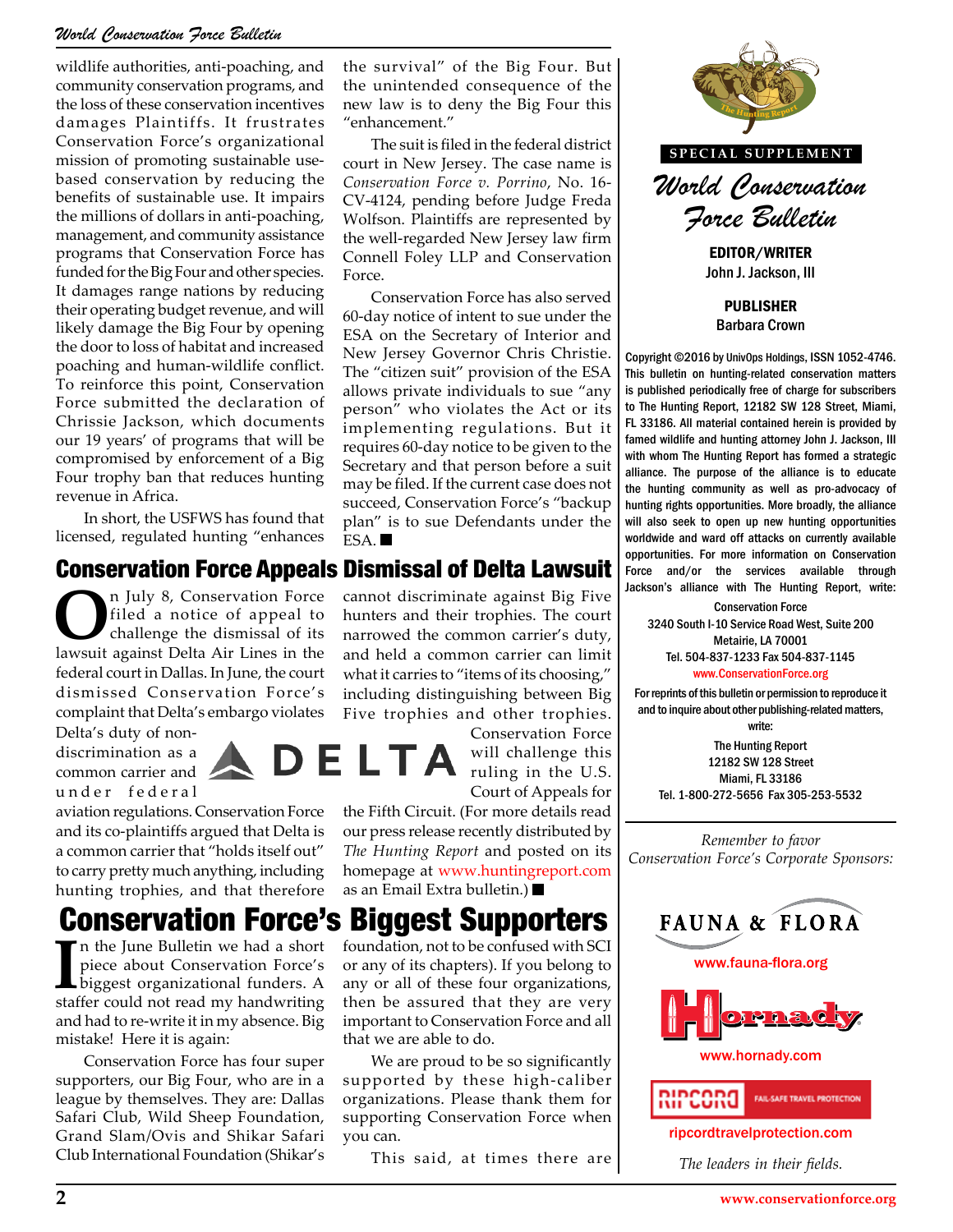wildlife authorities, anti-poaching, and community conservation programs, and the loss of these conservation incentives damages Plaintiffs. It frustrates Conservation Force's organizational mission of promoting sustainable use-based conservation by reducing the benefits of sustainable use. It impairs the millions of dollars in anti-poaching, management, and community assistance programs that Conservation Force has funded for the Big Four and other species. It damages range nations by reducing their operating budget revenue, and will likely damage the Big Four by opening the door to loss of habitat and increased poaching and human-wildlife conflict. To reinforce this point, Conservation Force submitted the declaration of Chrissie Jackson, which documents our 19 years' of programs that will be compromised by enforcement of a Big Four trophy ban that reduces hunting revenue in Africa.

In short, the USFWS has found that licensed, regulated hunting "enhances the survival" of the Big Four. But the unintended consequence of the new law is to deny the Big Four this "enhancement."

The suit is filed in the federal district court in New Jersey. The case name is *Conservation Force v. Porrino*, No. 16-CV-4124, pending before Judge Freda Wolfson. Plaintiffs are represented by the well-regarded New Jersey law firm Connell Foley LLP and Conservation Force.

Conservation Force has also served 60-day notice of intent to sue under the ESA on the Secretary of Interior and New Jersey Governor Chris Christie. The "citizen suit" provision of the ESA allows private individuals to sue "any person" who violates the Act or its implementing regulations. But it requires 60-day notice to be given to the Secretary and that person before a suit may be filed. If the current case does not succeed, Conservation Force's "backup plan" is to sue Defendants under the ESA. ■

## Conservation Force Appeals Dismissal of Delta Lawsuit

On July 8, Conservation Force filed a notice of appeal to challenge the dismissal of its lawsuit against Delta Air Lines in the federal court in Dallas. In June, the court dismissed Conservation Force's complaint that Delta's embargo violates Delta's duty of non-discrimination as a common carrier and under federal aviation regulations. Conservation Force and its co-plaintiffs argued that Delta is a common carrier that "holds itself out" to carry pretty much anything, including hunting trophies, and that therefore cannot discriminate against Big Five hunters and their trophies. The court narrowed the common carrier's duty, and held a common carrier can limit what it carries to "items of its choosing," including distinguishing between Big Five trophies and other trophies. Conservation Force will challenge this ruling in the U.S. Court of Appeals for the Fifth Circuit. (For more details read our press release recently distributed by *The Hunting Report* and posted on its homepage at www.huntingreport.com as an Email Extra bulletin.) ■

## Conservation Force's Biggest Supporters

In the June Bulletin we had a short piece about Conservation Force's biggest organizational funders. A staffer could not read my handwriting and had to re-write it in my absence. Big mistake! Here it is again:

Conservation Force has four super supporters, our Big Four, who are in a league by themselves. They are: Dallas Safari Club, Wild Sheep Foundation, Grand Slam/Ovis and Shikar Safari Club International Foundation (Shikar's foundation, not to be confused with SCI or any of its chapters). If you belong to any or all of these four organizations, then be assured that they are very important to Conservation Force and all that we are able to do.

We are proud to be so significantly supported by these high-caliber organizations. Please thank them for supporting Conservation Force when you can.

This said, at times there are

---

SPECIAL SUPPLEMENT

*World Conservation Force Bulletin*

**EDITOR/WRITER**
John J. Jackson, III

**PUBLISHER**
Barbara Crown

Copyright ©2016 by UnivOps Holdings, ISSN 1052-4746. This bulletin on hunting-related conservation matters is published periodically free of charge for subscribers to The Hunting Report, 12182 SW 128 Street, Miami, FL 33186. All material contained herein is provided by famed wildlife and hunting attorney John J. Jackson, III with whom The Hunting Report has formed a strategic alliance. The purpose of the alliance is to educate the hunting community as well as pro-advocacy of hunting rights opportunities. More broadly, the alliance will also seek to open up new hunting opportunities worldwide and ward off attacks on currently available opportunities. For more information on Conservation Force and/or the services available through Jackson's alliance with The Hunting Report, write:

Conservation Force
3240 South I-10 Service Road West, Suite 200
Metairie, LA 70001
Tel. 504-837-1233 Fax 504-837-1145
www.ConservationForce.org

For reprints of this bulletin or permission to reproduce it and to inquire about other publishing-related matters, write:

The Hunting Report
12182 SW 128 Street
Miami, FL 33186
Tel. 1-800-272-5656 Fax 305-253-5532

*Remember to favor Conservation Force's Corporate Sponsors:*

FAUNA & FLORA
www.fauna-flora.org

Hornady
www.hornady.com

RIPCORD FAIL-SAFE TRAVEL PROTECTION
ripcordtravelprotection.com

*The leaders in their fields.*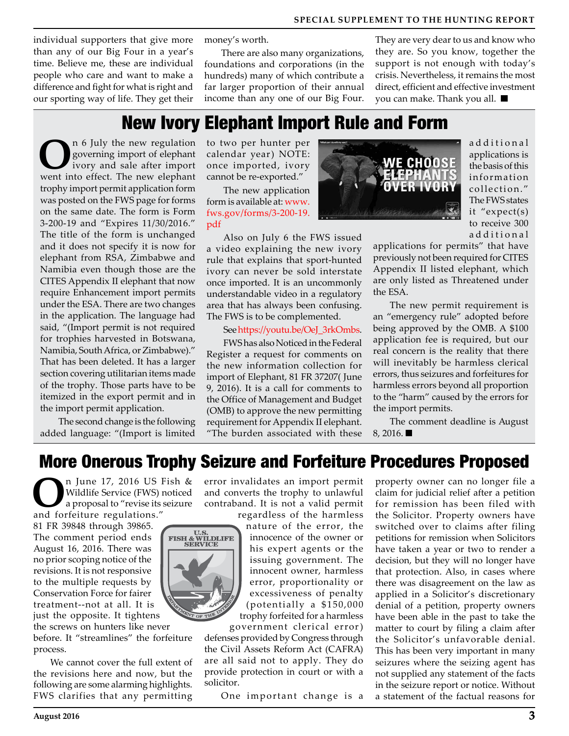individual supporters that give more than any of our Big Four in a year's time. Believe me, these are individual people who care and want to make a difference and fight for what is right and our sporting way of life. They get their money's worth.

There are also many organizations, foundations and corporations (in the hundreds) many of which contribute a far larger proportion of their annual income than any one of our Big Four. They are very dear to us and know who they are. So you know, together the support is not enough with today's crisis. Nevertheless, it remains the most direct, efficient and effective investment you can make. Thank you all. ■

## New Ivory Elephant Import Rule and Form

On 6 July the new regulation governing import of elephant ivory and sale after import went into effect. The new elephant trophy import permit application form was posted on the FWS page for forms on the same date. The form is Form 3-200-19 and "Expires 11/30/2016." The title of the form is unchanged and it does not specify it is now for elephant from RSA, Zimbabwe and Namibia even though those are the CITES Appendix II elephant that now require Enhancement import permits under the ESA. There are two changes in the application. The language had said, "(Import permit is not required for trophies harvested in Botswana, Namibia, South Africa, or Zimbabwe)." That has been deleted. It has a larger section covering utilitarian items made of the trophy. Those parts have to be itemized in the export permit and in the import permit application.

The second change is the following added language: "(Import is limited to two per hunter per calendar year) NOTE: once imported, ivory cannot be re-exported."

The new application form is available at: www.fws.gov/forms/3-200-19.pdf

Also on July 6 the FWS issued a video explaining the new ivory rule that explains that sport-hunted ivory can never be sold interstate once imported. It is an uncommonly understandable video in a regulatory area that has always been confusing. The FWS is to be complemented.

See https://youtu.be/OeJ_3rkOmbs.

FWS has also Noticed in the Federal Register a request for comments on the new information collection for import of Elephant, 81 FR 37207( June 9, 2016). It is a call for comments to the Office of Management and Budget (OMB) to approve the new permitting requirement for Appendix II elephant. "The burden associated with these additional applications is the basis of this information collection." The FWS states it "expect(s) to receive 300 additional applications for permits" that have previously not been required for CITES Appendix II listed elephant, which are only listed as Threatened under the ESA.

The new permit requirement is an "emergency rule" adopted before being approved by the OMB. A $100 application fee is required, but our real concern is the reality that there will inevitably be harmless clerical errors, thus seizures and forfeitures for harmless errors beyond all proportion to the "harm" caused by the errors for the import permits.

The comment deadline is August 8, 2016. ■

## More Onerous Trophy Seizure and Forfeiture Procedures Proposed

On June 17, 2016 US Fish & Wildlife Service (FWS) noticed a proposal to "revise its seizure and forfeiture regulations." 81 FR 39848 through 39865. The comment period ends August 16, 2016. There was no prior scoping notice of the revisions. It is not responsive to the multiple requests by Conservation Force for fairer treatment--not at all. It is just the opposite. It tightens the screws on hunters like never before. It "streamlines" the forfeiture process.

We cannot cover the full extent of the revisions here and now, but the following are some alarming highlights. FWS clarifies that any permitting error invalidates an import permit and converts the trophy to unlawful contraband. It is not a valid permit regardless of the harmless nature of the error, the innocence of the owner or his expert agents or the issuing government. The innocent owner, harmless error, proportionality or excessiveness of penalty (potentially a $150,000 trophy forfeited for a harmless government clerical error) defenses provided by Congress through the Civil Assets Reform Act (CAFRA) are all said not to apply. They do provide protection in court or with a solicitor.

One important change is a property owner can no longer file a claim for judicial relief after a petition for remission has been filed with the Solicitor. Property owners have switched over to claims after filing petitions for remission when Solicitors have taken a year or two to render a decision, but they will no longer have that protection. Also, in cases where there was disagreement on the law as applied in a Solicitor's discretionary denial of a petition, property owners have been able in the past to take the matter to court by filing a claim after the Solicitor's unfavorable denial. This has been very important in many seizures where the seizing agent has not supplied any statement of the facts in the seizure report or notice. Without a statement of the factual reasons for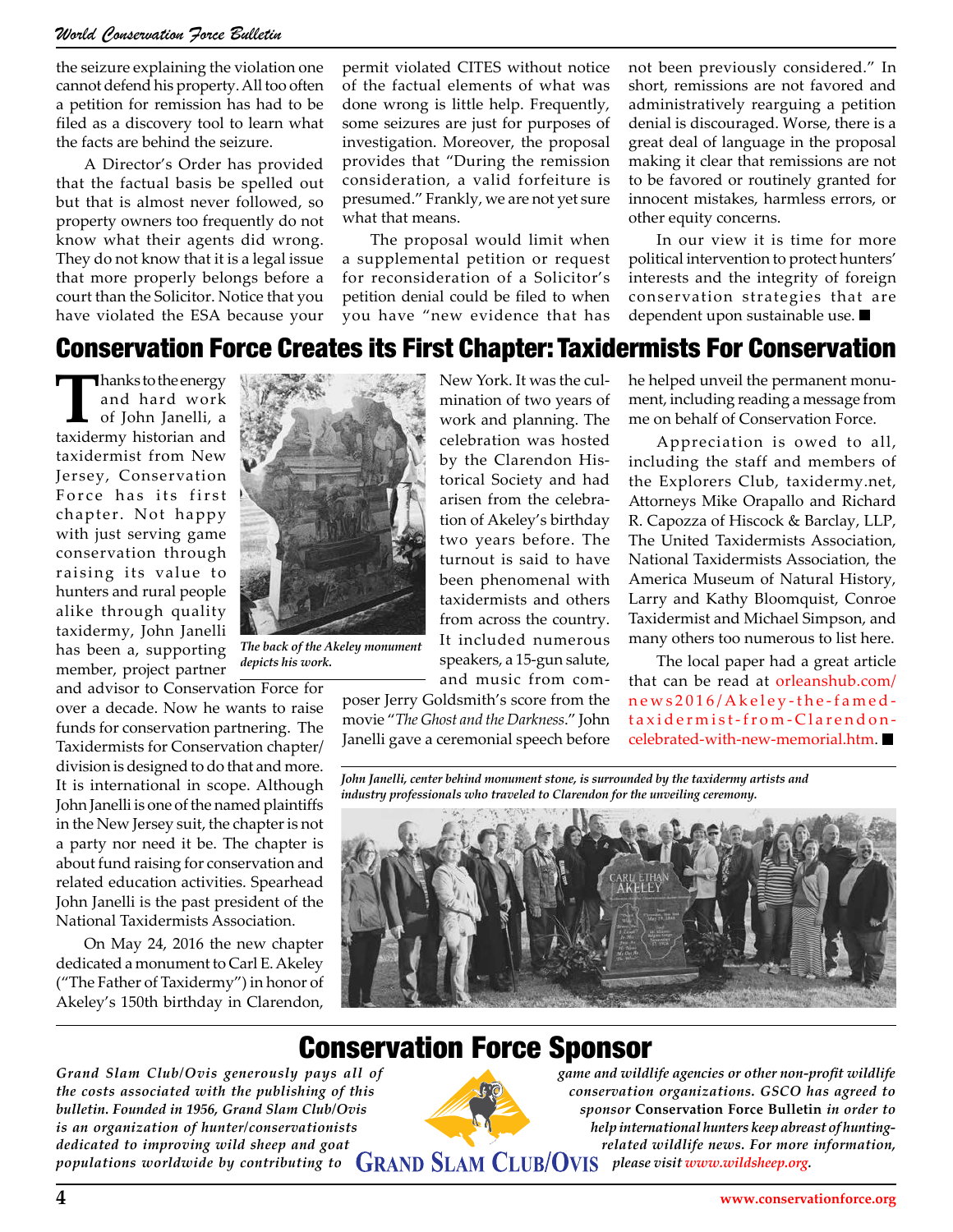the seizure explaining the violation one cannot defend his property. All too often a petition for remission has had to be filed as a discovery tool to learn what the facts are behind the seizure.

A Director's Order has provided that the factual basis be spelled out but that is almost never followed, so property owners too frequently do not know what their agents did wrong. They do not know that it is a legal issue that more properly belongs before a court than the Solicitor. Notice that you have violated the ESA because your permit violated CITES without notice of the factual elements of what was done wrong is little help. Frequently, some seizures are just for purposes of investigation. Moreover, the proposal provides that "During the remission consideration, a valid forfeiture is presumed." Frankly, we are not yet sure what that means.

The proposal would limit when a supplemental petition or request for reconsideration of a Solicitor's petition denial could be filed to when you have "new evidence that has not been previously considered." In short, remissions are not favored and administratively rearguing a petition denial is discouraged. Worse, there is a great deal of language in the proposal making it clear that remissions are not to be favored or routinely granted for innocent mistakes, harmless errors, or other equity concerns.

In our view it is time for more political intervention to protect hunters' interests and the integrity of foreign conservation strategies that are dependent upon sustainable use. ■

# Conservation Force Creates its First Chapter: Taxidermists For Conservation

Thanks to the energy and hard work of John Janelli, a taxidermy historian and taxidermist from New Jersey, Conservation Force has its first chapter. Not happy with just serving game conservation through raising its value to hunters and rural people alike through quality taxidermy, John Janelli has been a, supporting member, project partner and advisor to Conservation Force for over a decade. Now he wants to raise funds for conservation partnering. The Taxidermists for Conservation chapter/division is designed to do that and more. It is international in scope. Although John Janelli is one of the named plaintiffs in the New Jersey suit, the chapter is not a party nor need it be. The chapter is about fund raising for conservation and related education activities. Spearhead John Janelli is the past president of the National Taxidermists Association.

*The back of the Akeley monument depicts his work.*

On May 24, 2016 the new chapter dedicated a monument to Carl E. Akeley ("The Father of Taxidermy") in honor of Akeley's 150th birthday in Clarendon, New York. It was the culmination of two years of work and planning. The celebration was hosted by the Clarendon Historical Society and had arisen from the celebration of Akeley's birthday two years before. The turnout is said to have been phenomenal with taxidermists and others from across the country. It included numerous speakers, a 15-gun salute, and music from composer Jerry Goldsmith's score from the movie "*The Ghost and the Darkness*." John Janelli gave a ceremonial speech before he helped unveil the permanent monument, including reading a message from me on behalf of Conservation Force.

Appreciation is owed to all, including the staff and members of the Explorers Club, taxidermy.net, Attorneys Mike Orapallo and Richard R. Capozza of Hiscock & Barclay, LLP, The United Taxidermists Association, National Taxidermists Association, the America Museum of Natural History, Larry and Kathy Bloomquist, Conroe Taxidermist and Michael Simpson, and many others too numerous to list here.

The local paper had a great article that can be read at orleanshub.com/news2016/Akeley-the-famed-taxidermist-from-Clarendon-celebrated-with-new-memorial.htm. ■

*John Janelli, center behind monument stone, is surrounded by the taxidermy artists and industry professionals who traveled to Clarendon for the unveiling ceremony.*

# Conservation Force Sponsor

*Grand Slam Club/Ovis generously pays all of the costs associated with the publishing of this bulletin. Founded in 1956, Grand Slam Club/Ovis is an organization of hunter/conservationists dedicated to improving wild sheep and goat populations worldwide by contributing to game and wildlife agencies or other non-profit wildlife conservation organizations. GSCO has agreed to sponsor* **Conservation Force Bulletin** *in order to help international hunters keep abreast of hunting-related wildlife news. For more information, please visit www.wildsheep.org.*

GRAND SLAM CLUB/OVIS